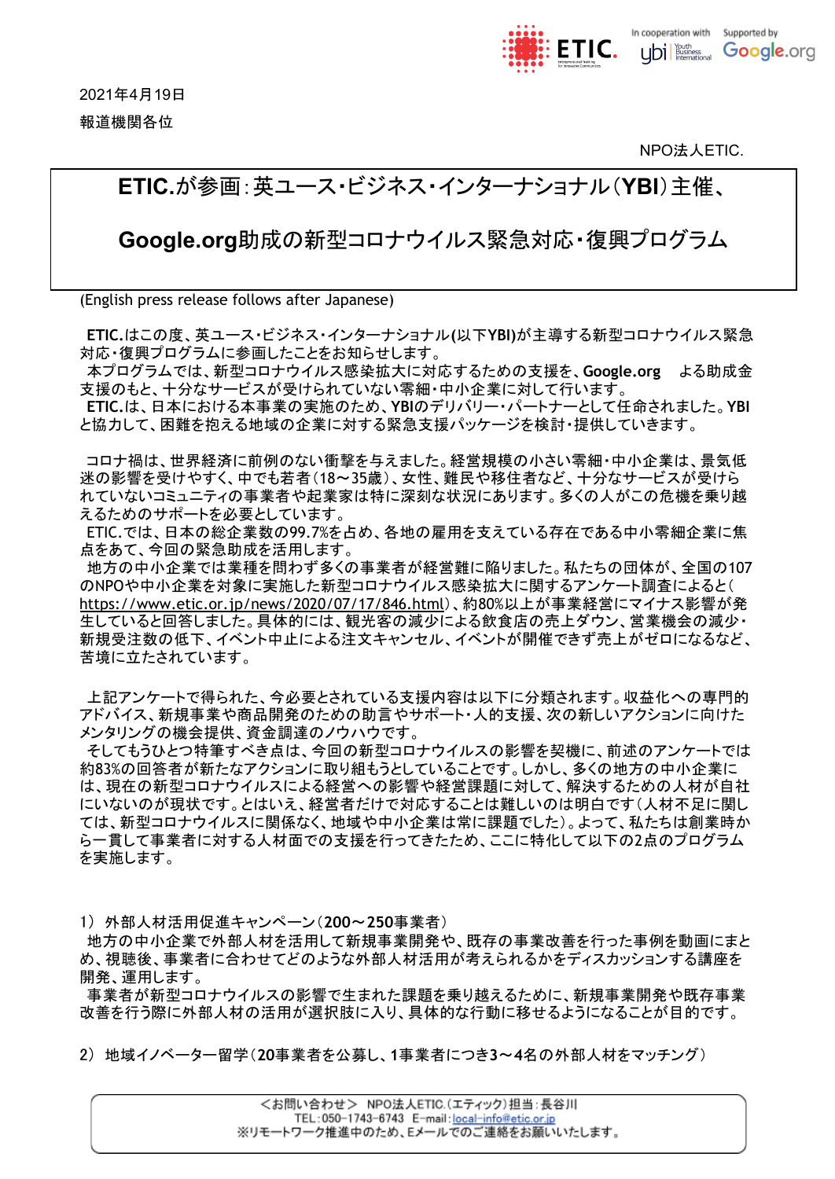ETIC. In cooperation with ybi Youth Business International Supported by Google.org

2021年4月19日

報道機関各位

NPO法人ETIC.

# ETIC.が参画：英ユース・ビジネス・インターナショナル（YBI）主催、Google.org助成の新型コロナウイルス緊急対応・復興プログラム

(English press release follows after Japanese)

ETIC.はこの度、英ユース・ビジネス・インターナショナル(以下YBI)が主導する新型コロナウイルス緊急対応・復興プログラムに参画したことをお知らせします。

本プログラムでは、新型コロナウイルス感染拡大に対応するための支援を、Google.org　よる助成金支援のもと、十分なサービスが受けられていない零細・中小企業に対して行います。

ETIC.は、日本における本事業の実施のため、YBIのデリバリー・パートナーとして任命されました。YBIと協力して、困難を抱える地域の企業に対する緊急支援パッケージを検討・提供していきます。

コロナ禍は、世界経済に前例のない衝撃を与えました。経営規模の小さい零細・中小企業は、景気低迷の影響を受けやすく、中でも若者（18〜35歳）、女性、難民や移住者など、十分なサービスが受けられていないコミュニティの事業者や起業家は特に深刻な状況にあります。多くの人がこの危機を乗り越えるためのサポートを必要としています。

ETIC.では、日本の総企業数の99.7%を占め、各地の雇用を支えている存在である中小零細企業に焦点をあて、今回の緊急助成を活用します。

地方の中小企業では業種を問わず多くの事業者が経営難に陥りました。私たちの団体が、全国の107のNPOや中小企業を対象に実施した新型コロナウイルス感染拡大に関するアンケート調査によると(https://www.etic.or.jp/news/2020/07/17/846.html)、約80%以上が事業経営にマイナス影響が発生していると回答しました。具体的には、観光客の減少による飲食店の売上ダウン、営業機会の減少・新規受注数の低下、イベント中止による注文キャンセル、イベントが開催できず売上がゼロになるなど、苦境に立たされています。

上記アンケートで得られた、今必要とされている支援内容は以下に分類されます。収益化への専門的アドバイス、新規事業や商品開発のための助言やサポート・人的支援、次の新しいアクションに向けたメンタリングの機会提供、資金調達のノウハウです。

そしてもうひとつ特筆すべき点は、今回の新型コロナウイルスの影響を契機に、前述のアンケートでは約83%の回答者が新たなアクションに取り組もうとしていることです。しかし、多くの地方の中小企業には、現在の新型コロナウイルスによる経営への影響や経営課題に対して、解決するための人材が自社にいないのが現状です。とはいえ、経営者だけで対応することは難しいのは明白です（人材不足に関しては、新型コロナウイルスに関係なく、地域や中小企業は常に課題でした）。よって、私たちは創業時から一貫して事業者に対する人材面での支援を行ってきたため、ここに特化して以下の2点のプログラムを実施します。

1）外部人材活用促進キャンペーン（200〜250事業者）

地方の中小企業で外部人材を活用して新規事業開発や、既存の事業改善を行った事例を動画にまとめ、視聴後、事業者に合わせてどのような外部人材活用が考えられるかをディスカッションする講座を開発、運用します。

事業者が新型コロナウイルスの影響で生まれた課題を乗り越えるために、新規事業開発や既存事業改善を行う際に外部人材の活用が選択肢に入り、具体的な行動に移せるようになることが目的です。

2）地域イノベーター留学（20事業者を公募し、1事業者につき3〜4名の外部人材をマッチング）

＜お問い合わせ＞ NPO法人ETIC.(エティック) 担当：長谷川
TEL：050-1743-6743 E-mail：local-info@etic.or.jp
※リモートワーク推進中のため、Eメールでのご連絡をお願いいたします。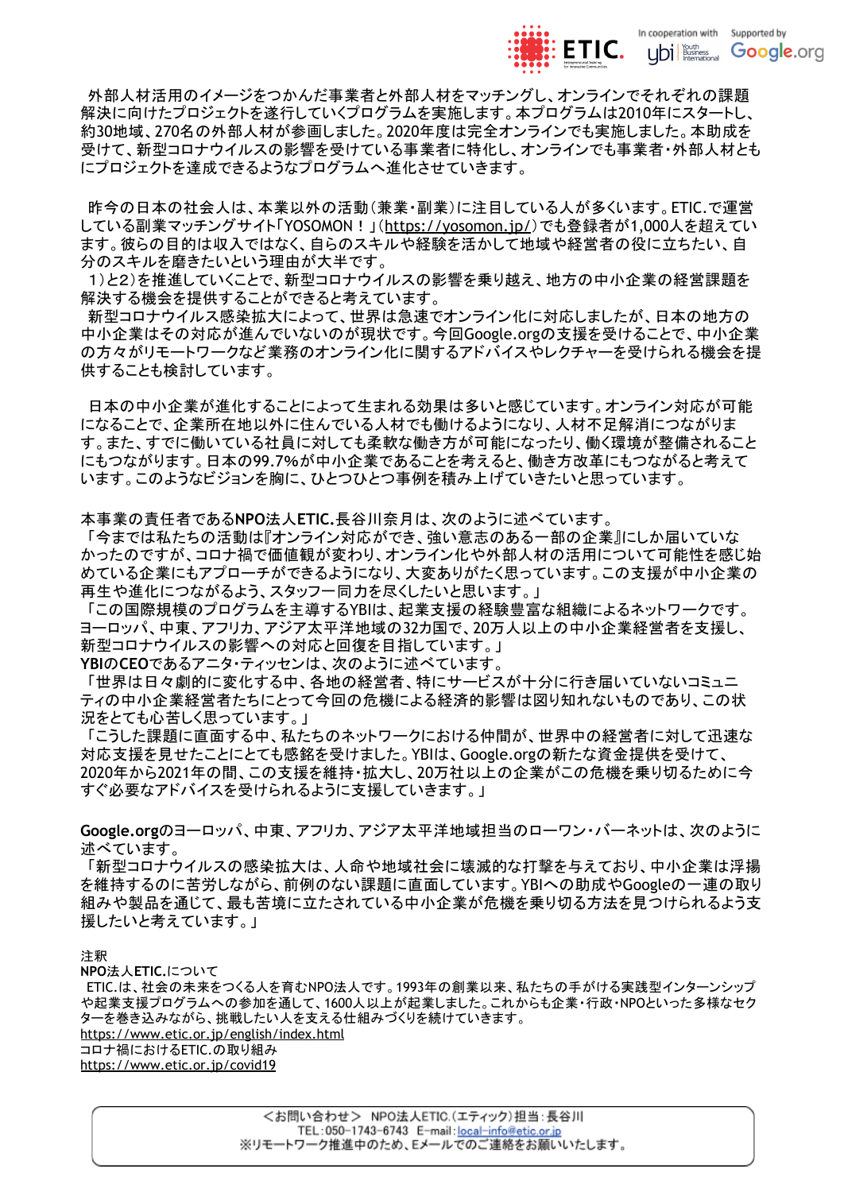外部人材活用のイメージをつかんだ事業者と外部人材をマッチングし、オンラインでそれぞれの課題解決に向けたプロジェクトを遂行していくプログラムを実施します。本プログラムは2010年にスタートし、約30地域、270名の外部人材が参画しました。2020年度は完全オンラインでも実施しました。本助成を受けて、新型コロナウイルスの影響を受けている事業者に特化し、オンラインでも事業者・外部人材ともにプロジェクトを達成できるようなプログラムへ進化させていきます。

昨今の日本の社会人は、本業以外の活動（兼業・副業）に注目している人が多くいます。ETIC.で運営している副業マッチングサイト「YOSOMON！」（https://yosomon.jp/）でも登録者が1,000人を超えています。彼らの目的は収入ではなく、自らのスキルや経験を活かして地域や経営者の役に立ちたい、自分のスキルを磨きたいという理由が大半です。

1）と2）を推進していくことで、新型コロナウイルスの影響を乗り越え、地方の中小企業の経営課題を解決する機会を提供することができると考えています。

新型コロナウイルス感染拡大によって、世界は急速でオンライン化に対応しましたが、日本の地方の中小企業はその対応が進んでいないのが現状です。今回Google.orgの支援を受けることで、中小企業の方々がリモートワークなど業務のオンライン化に関するアドバイスやレクチャーを受けられる機会を提供することも検討しています。

日本の中小企業が進化することによって生まれる効果は多いと感じています。オンライン対応が可能になることで、企業所在地以外に住んでいる人材でも働けるようになり、人材不足解消につながります。また、すでに働いている社員に対しても柔軟な働き方が可能になったり、働く環境が整備されることにもつながります。日本の99.7%が中小企業であることを考えると、働き方改革にもつながると考えています。このようなビジョンを胸に、ひとつひとつ事例を積み上げていきたいと思っています。

本事業の責任者であるNPO法人ETIC.長谷川奈月は、次のように述べています。

「今までは私たちの活動は『オンライン対応ができ、強い意志のある一部の企業』にしか届いていなかったのですが、コロナ禍で価値観が変わり、オンライン化や外部人材の活用について可能性を感じ始めている企業にもアプローチができるようになり、大変ありがたく思っています。この支援が中小企業の再生や進化につながるよう、スタッフ一同力を尽くしたいと思います。」

「この国際規模のプログラムを主導するYBIは、起業支援の経験豊富な組織によるネットワークです。ヨーロッパ、中東、アフリカ、アジア太平洋地域の32カ国で、20万人以上の中小企業経営者を支援し、新型コロナウイルスの影響への対応と回復を目指しています。」

**YBIのCEO**であるアニタ・ティッセンは、次のように述べています。

「世界は日々劇的に変化する中、各地の経営者、特にサービスが十分に行き届いていないコミュニティの中小企業経営者たちにとって今回の危機による経済的影響は図り知れないものであり、この状況をとても心苦しく思っています。」

「こうした課題に直面する中、私たちのネットワークにおける仲間が、世界中の経営者に対して迅速な対応支援を見せたことにとても感銘を受けました。YBIは、Google.orgの新たな資金提供を受けて、2020年から2021年の間、この支援を維持・拡大し、20万社以上の企業がこの危機を乗り切るために今すぐ必要なアドバイスを受けられるように支援していきます。」

**Google.org**のヨーロッパ、中東、アフリカ、アジア太平洋地域担当のローワン・バーネットは、次のように述べています。

「新型コロナウイルスの感染拡大は、人命や地域社会に壊滅的な打撃を与えており、中小企業は浮揚を維持するのに苦労しながら、前例のない課題に直面しています。YBIへの助成やGoogleの一連の取り組みや製品を通じて、最も苦境に立たされている中小企業が危機を乗り切る方法を見つけられるよう支援したいと考えています。」

注釈

**NPO法人ETIC.について**

ETIC.は、社会の未来をつくる人を育むNPO法人です。1993年の創業以来、私たちの手がける実践型インターンシップや起業支援プログラムへの参加を通して、1600人以上が起業しました。これからも企業・行政・NPOといった多様なセクターを巻き込みながら、挑戦したい人を支える仕組みづくりを続けていきます。

https://www.etic.or.jp/english/index.html

コロナ禍におけるETIC.の取り組み

https://www.etic.or.jp/covid19

＜お問い合わせ＞ NPO法人ETIC.（エティック）担当：長谷川
TEL：050-1743-6743 E-mail：local-info@etic.or.jp
※リモートワーク推進中のため、Eメールでのご連絡をお願いいたします。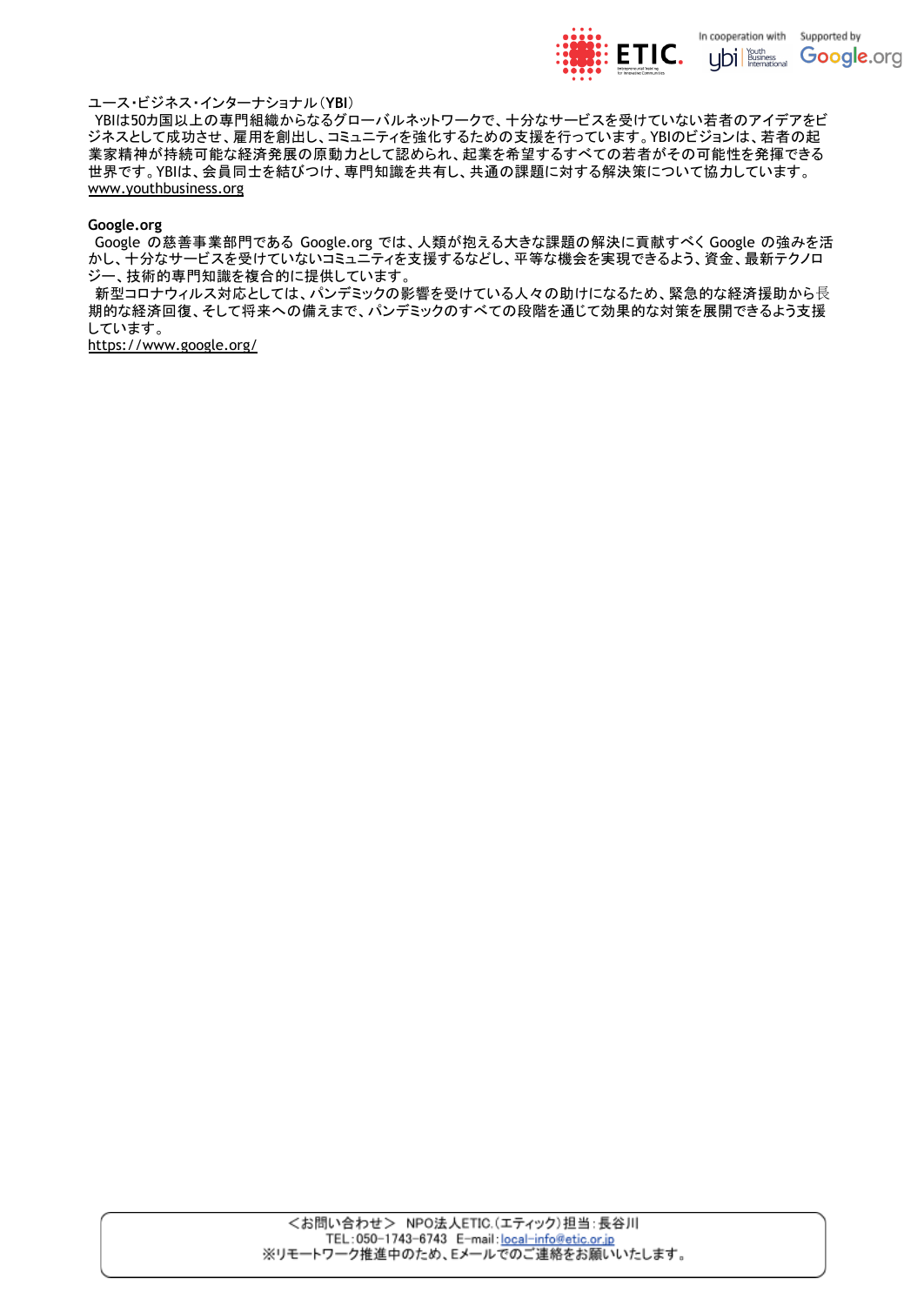ユース・ビジネス・インターナショナル（**YBI**）

YBIは50カ国以上の専門組織からなるグローバルネットワークで、十分なサービスを受けていない若者のアイデアをビジネスとして成功させ、雇用を創出し、コミュニティを強化するための支援を行っています。YBIのビジョンは、若者の起業家精神が持続可能な経済発展の原動力として認められ、起業を希望するすべての若者がその可能性を発揮できる世界です。YBIは、会員同士を結びつけ、専門知識を共有し、共通の課題に対する解決策について協力しています。

www.youthbusiness.org

**Google.org**

Google の慈善事業部門である Google.org では、人類が抱える大きな課題の解決に貢献すべく Google の強みを活かし、十分なサービスを受けていないコミュニティを支援するなどし、平等な機会を実現できるよう、資金、最新テクノロジー、技術的専門知識を複合的に提供しています。

新型コロナウィルス対応としては、パンデミックの影響を受けている人々の助けになるため、緊急的な経済援助から長期的な経済回復、そして将来への備えまで、パンデミックのすべての段階を通じて効果的な対策を展開できるよう支援しています。

https://www.google.org/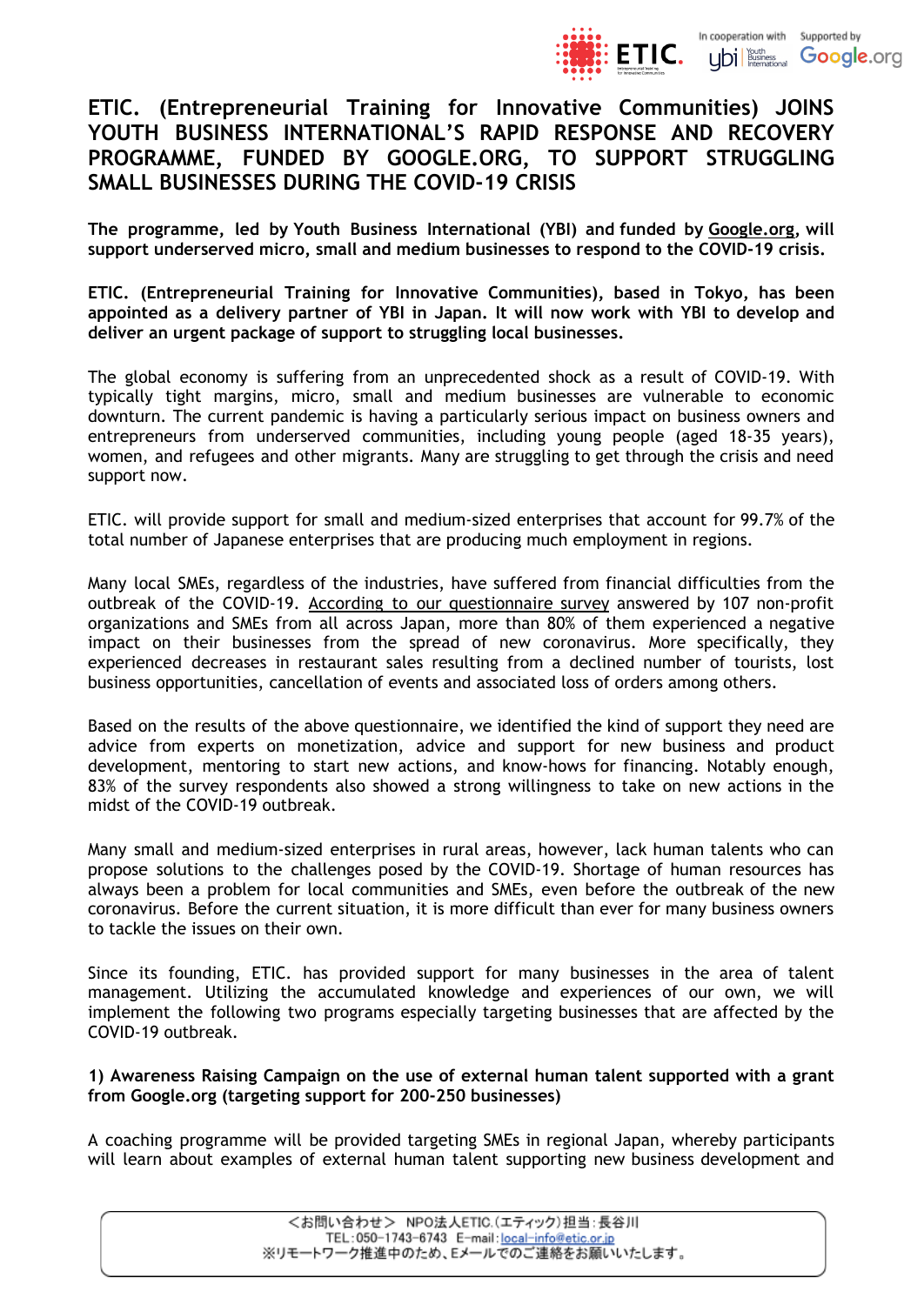# ETIC. (Entrepreneurial Training for Innovative Communities) JOINS YOUTH BUSINESS INTERNATIONAL'S RAPID RESPONSE AND RECOVERY PROGRAMME, FUNDED BY GOOGLE.ORG, TO SUPPORT STRUGGLING SMALL BUSINESSES DURING THE COVID-19 CRISIS

**The programme, led by Youth Business International (YBI) and funded by Google.org, will support underserved micro, small and medium businesses to respond to the COVID-19 crisis.**

**ETIC. (Entrepreneurial Training for Innovative Communities), based in Tokyo, has been appointed as a delivery partner of YBI in Japan. It will now work with YBI to develop and deliver an urgent package of support to struggling local businesses.**

The global economy is suffering from an unprecedented shock as a result of COVID-19. With typically tight margins, micro, small and medium businesses are vulnerable to economic downturn. The current pandemic is having a particularly serious impact on business owners and entrepreneurs from underserved communities, including young people (aged 18-35 years), women, and refugees and other migrants. Many are struggling to get through the crisis and need support now.

ETIC. will provide support for small and medium-sized enterprises that account for 99.7% of the total number of Japanese enterprises that are producing much employment in regions.

Many local SMEs, regardless of the industries, have suffered from financial difficulties from the outbreak of the COVID-19. According to our questionnaire survey answered by 107 non-profit organizations and SMEs from all across Japan, more than 80% of them experienced a negative impact on their businesses from the spread of new coronavirus. More specifically, they experienced decreases in restaurant sales resulting from a declined number of tourists, lost business opportunities, cancellation of events and associated loss of orders among others.

Based on the results of the above questionnaire, we identified the kind of support they need are advice from experts on monetization, advice and support for new business and product development, mentoring to start new actions, and know-hows for financing. Notably enough, 83% of the survey respondents also showed a strong willingness to take on new actions in the midst of the COVID-19 outbreak.

Many small and medium-sized enterprises in rural areas, however, lack human talents who can propose solutions to the challenges posed by the COVID-19. Shortage of human resources has always been a problem for local communities and SMEs, even before the outbreak of the new coronavirus. Before the current situation, it is more difficult than ever for many business owners to tackle the issues on their own.

Since its founding, ETIC. has provided support for many businesses in the area of talent management. Utilizing the accumulated knowledge and experiences of our own, we will implement the following two programs especially targeting businesses that are affected by the COVID-19 outbreak.

**1) Awareness Raising Campaign on the use of external human talent supported with a grant from Google.org (targeting support for 200-250 businesses)**

A coaching programme will be provided targeting SMEs in regional Japan, whereby participants will learn about examples of external human talent supporting new business development and

<お問い合わせ> NPO法人ETIC.(エティック)担当:長谷川
TEL:050-1743-6743 E-mail:local-info@etic.or.jp
※リモートワーク推進中のため、Eメールでのご連絡をお願いいたします。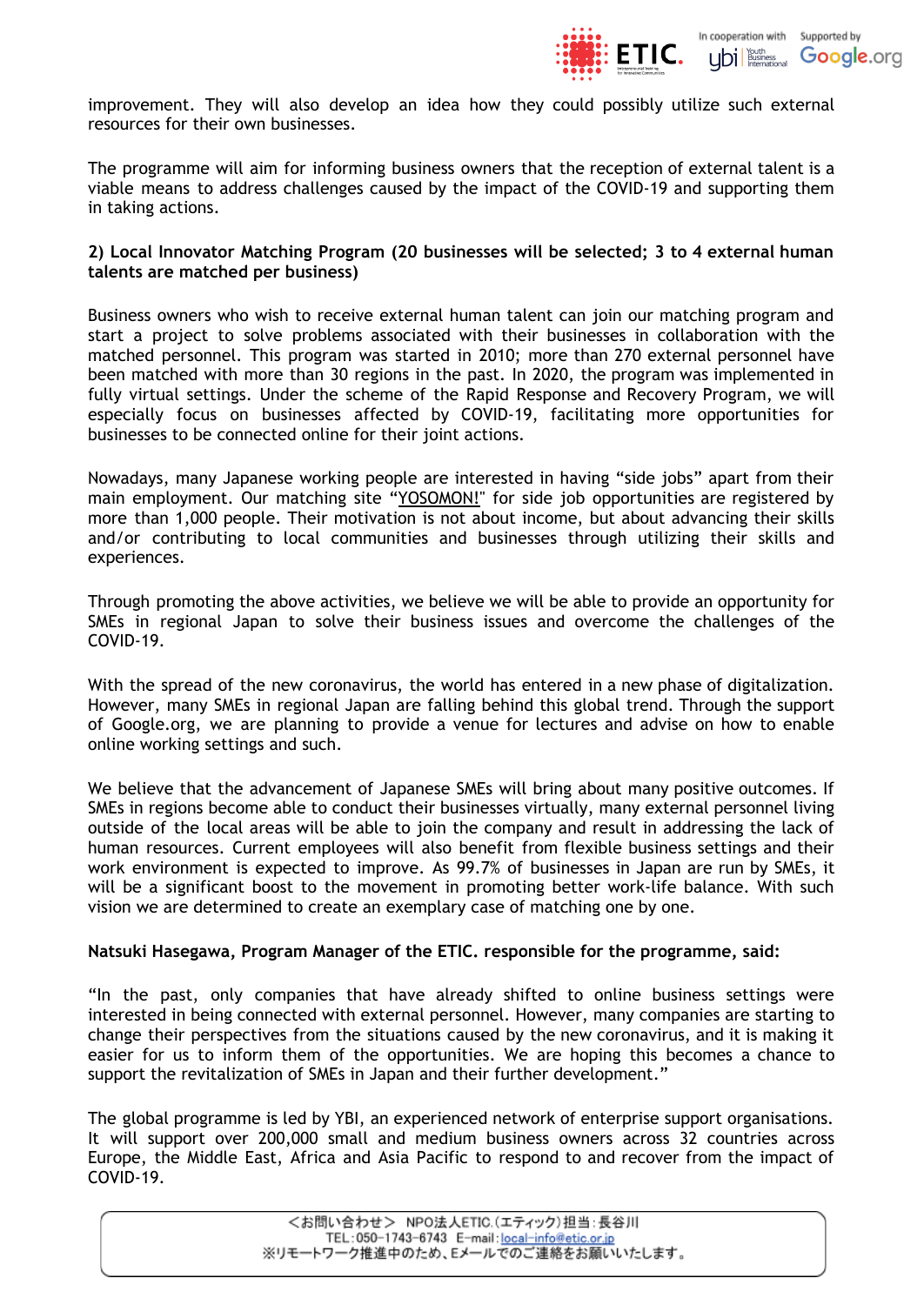improvement. They will also develop an idea how they could possibly utilize such external resources for their own businesses.

The programme will aim for informing business owners that the reception of external talent is a viable means to address challenges caused by the impact of the COVID-19 and supporting them in taking actions.

**2) Local Innovator Matching Program (20 businesses will be selected; 3 to 4 external human talents are matched per business)**

Business owners who wish to receive external human talent can join our matching program and start a project to solve problems associated with their businesses in collaboration with the matched personnel. This program was started in 2010; more than 270 external personnel have been matched with more than 30 regions in the past. In 2020, the program was implemented in fully virtual settings. Under the scheme of the Rapid Response and Recovery Program, we will especially focus on businesses affected by COVID-19, facilitating more opportunities for businesses to be connected online for their joint actions.

Nowadays, many Japanese working people are interested in having "side jobs" apart from their main employment. Our matching site "YOSOMON!" for side job opportunities are registered by more than 1,000 people. Their motivation is not about income, but about advancing their skills and/or contributing to local communities and businesses through utilizing their skills and experiences.

Through promoting the above activities, we believe we will be able to provide an opportunity for SMEs in regional Japan to solve their business issues and overcome the challenges of the COVID-19.

With the spread of the new coronavirus, the world has entered in a new phase of digitalization. However, many SMEs in regional Japan are falling behind this global trend. Through the support of Google.org, we are planning to provide a venue for lectures and advise on how to enable online working settings and such.

We believe that the advancement of Japanese SMEs will bring about many positive outcomes. If SMEs in regions become able to conduct their businesses virtually, many external personnel living outside of the local areas will be able to join the company and result in addressing the lack of human resources. Current employees will also benefit from flexible business settings and their work environment is expected to improve. As 99.7% of businesses in Japan are run by SMEs, it will be a significant boost to the movement in promoting better work-life balance. With such vision we are determined to create an exemplary case of matching one by one.

**Natsuki Hasegawa, Program Manager of the ETIC. responsible for the programme, said:**

"In the past, only companies that have already shifted to online business settings were interested in being connected with external personnel. However, many companies are starting to change their perspectives from the situations caused by the new coronavirus, and it is making it easier for us to inform them of the opportunities. We are hoping this becomes a chance to support the revitalization of SMEs in Japan and their further development."

The global programme is led by YBI, an experienced network of enterprise support organisations. It will support over 200,000 small and medium business owners across 32 countries across Europe, the Middle East, Africa and Asia Pacific to respond to and recover from the impact of COVID-19.

＜お問い合わせ＞ NPO法人ETIC.(エティック)担当:長谷川
TEL:050-1743-6743 E-mail:local-info@etic.or.jp
※リモートワーク推進中のため、Eメールでのご連絡をお願いいたします。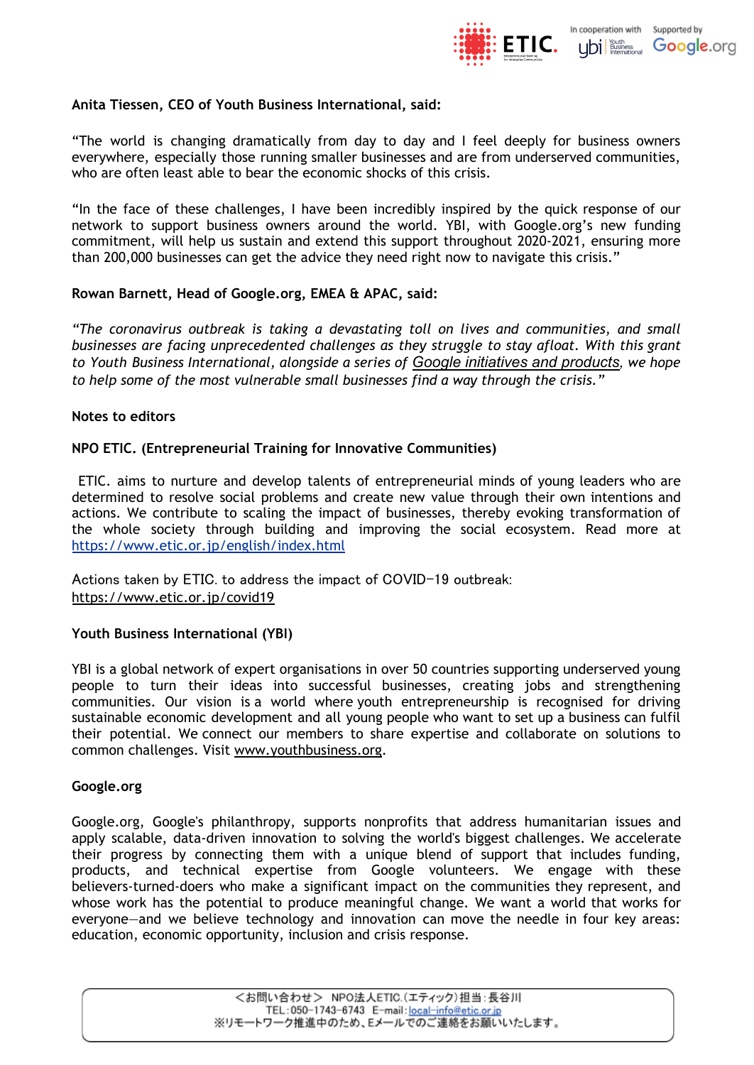**Anita Tiessen, CEO of Youth Business International, said:**

"The world is changing dramatically from day to day and I feel deeply for business owners everywhere, especially those running smaller businesses and are from underserved communities, who are often least able to bear the economic shocks of this crisis.

"In the face of these challenges, I have been incredibly inspired by the quick response of our network to support business owners around the world. YBI, with Google.org's new funding commitment, will help us sustain and extend this support throughout 2020-2021, ensuring more than 200,000 businesses can get the advice they need right now to navigate this crisis."

**Rowan Barnett, Head of Google.org, EMEA & APAC, said:**

*"The coronavirus outbreak is taking a devastating toll on lives and communities, and small businesses are facing unprecedented challenges as they struggle to stay afloat. With this grant to Youth Business International, alongside a series of Google initiatives and products, we hope to help some of the most vulnerable small businesses find a way through the crisis."*

**Notes to editors**

**NPO ETIC. (Entrepreneurial Training for Innovative Communities)**

ETIC. aims to nurture and develop talents of entrepreneurial minds of young leaders who are determined to resolve social problems and create new value through their own intentions and actions. We contribute to scaling the impact of businesses, thereby evoking transformation of the whole society through building and improving the social ecosystem. Read more at https://www.etic.or.jp/english/index.html

Actions taken by ETIC. to address the impact of COVID-19 outbreak:
https://www.etic.or.jp/covid19

**Youth Business International (YBI)**

YBI is a global network of expert organisations in over 50 countries supporting underserved young people to turn their ideas into successful businesses, creating jobs and strengthening communities. Our vision is a world where youth entrepreneurship is recognised for driving sustainable economic development and all young people who want to set up a business can fulfil their potential. We connect our members to share expertise and collaborate on solutions to common challenges. Visit www.youthbusiness.org.

**Google.org**

Google.org, Google's philanthropy, supports nonprofits that address humanitarian issues and apply scalable, data-driven innovation to solving the world's biggest challenges. We accelerate their progress by connecting them with a unique blend of support that includes funding, products, and technical expertise from Google volunteers. We engage with these believers-turned-doers who make a significant impact on the communities they represent, and whose work has the potential to produce meaningful change. We want a world that works for everyone—and we believe technology and innovation can move the needle in four key areas: education, economic opportunity, inclusion and crisis response.

<お問い合わせ> NPO法人ETIC.(エティック)担当:長谷川
TEL:050-1743-6743 E-mail:local-info@etic.or.jp
※リモートワーク推進中のため、Eメールでのご連絡をお願いいたします。